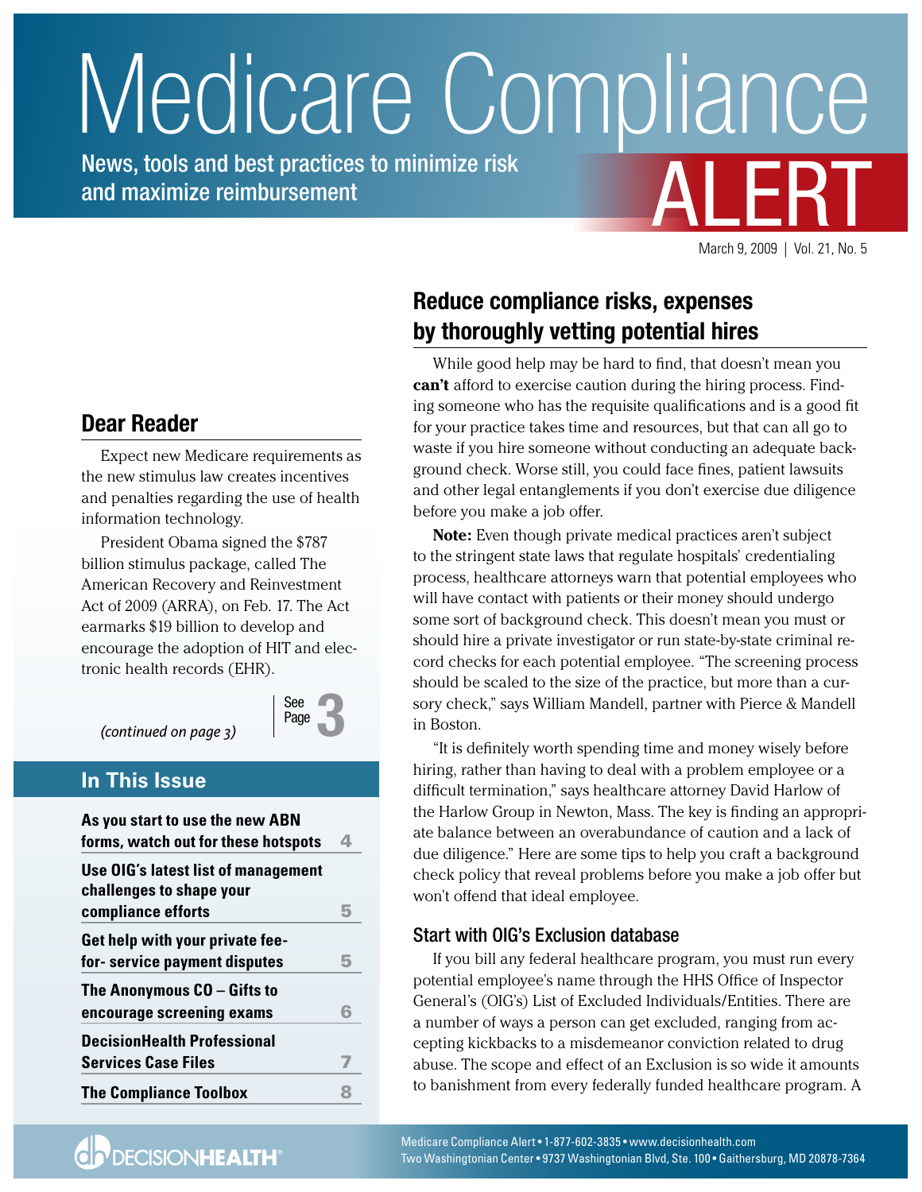# Medicare Compliance ALERT

News, tools and best practices to minimize risk and maximize reimbursement

March 9, 2009 | Vol. 21, No. 5

## Dear Reader

Expect new Medicare requirements as the new stimulus law creates incentives and penalties regarding the use of health information technology.

President Obama signed the $787 billion stimulus package, called The American Recovery and Reinvestment Act of 2009 (ARRA), on Feb. 17. The Act earmarks $19 billion to develop and encourage the adoption of HIT and electronic health records (EHR).

*(continued on page 3)*

See Page 3

## In This Issue

| | |
|---|---|
| **As you start to use the new ABN forms, watch out for these hotspots** | 4 |
| **Use OIG's latest list of management challenges to shape your compliance efforts** | 5 |
| **Get help with your private fee-for- service payment disputes** | 5 |
| **The Anonymous CO – Gifts to encourage screening exams** | 6 |
| **DecisionHealth Professional Services Case Files** | 7 |
| **The Compliance Toolbox** | 8 |

## Reduce compliance risks, expenses by thoroughly vetting potential hires

While good help may be hard to find, that doesn't mean you **can't** afford to exercise caution during the hiring process. Finding someone who has the requisite qualifications and is a good fit for your practice takes time and resources, but that can all go to waste if you hire someone without conducting an adequate background check. Worse still, you could face fines, patient lawsuits and other legal entanglements if you don't exercise due diligence before you make a job offer.

**Note:** Even though private medical practices aren't subject to the stringent state laws that regulate hospitals' credentialing process, healthcare attorneys warn that potential employees who will have contact with patients or their money should undergo some sort of background check. This doesn't mean you must or should hire a private investigator or run state-by-state criminal record checks for each potential employee. "The screening process should be scaled to the size of the practice, but more than a cursory check," says William Mandell, partner with Pierce & Mandell in Boston.

"It is definitely worth spending time and money wisely before hiring, rather than having to deal with a problem employee or a difficult termination," says healthcare attorney David Harlow of the Harlow Group in Newton, Mass. The key is finding an appropriate balance between an overabundance of caution and a lack of due diligence." Here are some tips to help you craft a background check policy that reveal problems before you make a job offer but won't offend that ideal employee.

### Start with OIG's Exclusion database

If you bill any federal healthcare program, you must run every potential employee's name through the HHS Office of Inspector General's (OIG's) List of Excluded Individuals/Entities. There are a number of ways a person can get excluded, ranging from accepting kickbacks to a misdemeanor conviction related to drug abuse. The scope and effect of an Exclusion is so wide it amounts to banishment from every federally funded healthcare program. A

Medicare Compliance Alert • 1-877-602-3835 • www.decisionhealth.com
Two Washingtonian Center • 9737 Washingtonian Blvd, Ste. 100 • Gaithersburg, MD 20878-7364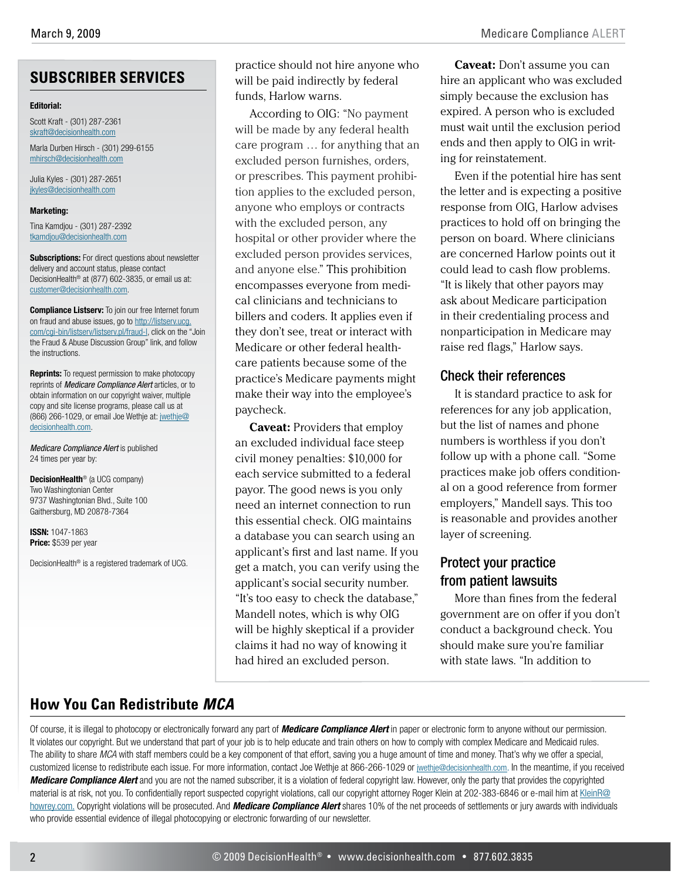## SUBSCRIBER SERVICES

**Editorial:**

Scott Kraft - (301) 287-2361
skraft@decisionhealth.com

Marla Durben Hirsch - (301) 299-6155
mhirsch@decisionhealth.com

Julia Kyles - (301) 287-2651
jkyles@decisionhealth.com

**Marketing:**

Tina Kamdjou - (301) 287-2392
tkamdjou@decisionhealth.com

**Subscriptions:** For direct questions about newsletter delivery and account status, please contact DecisionHealth® at (877) 602-3835, or email us at: customer@decisionhealth.com.

**Compliance Listserv:** To join our free Internet forum on fraud and abuse issues, go to http://listserv.ucg.com/cgi-bin/listserv/listserv.pl/fraud-l, click on the "Join the Fraud & Abuse Discussion Group" link, and follow the instructions.

**Reprints:** To request permission to make photocopy reprints of *Medicare Compliance Alert* articles, or to obtain information on our copyright waiver, multiple copy and site license programs, please call us at (866) 266-1029, or email Joe Wethje at: jwethje@decisionhealth.com.

*Medicare Compliance Alert* is published 24 times per year by:

**DecisionHealth®** (a UCG company)
Two Washingtonian Center
9737 Washingtonian Blvd., Suite 100
Gaithersburg, MD 20878-7364

**ISSN:** 1047-1863
**Price:** $539 per year

DecisionHealth® is a registered trademark of UCG.

practice should not hire anyone who will be paid indirectly by federal funds, Harlow warns.

According to OIG: "No payment will be made by any federal health care program … for anything that an excluded person furnishes, orders, or prescribes. This payment prohibition applies to the excluded person, anyone who employs or contracts with the excluded person, any hospital or other provider where the excluded person provides services, and anyone else." This prohibition encompasses everyone from medical clinicians and technicians to billers and coders. It applies even if they don't see, treat or interact with Medicare or other federal healthcare patients because some of the practice's Medicare payments might make their way into the employee's paycheck.

**Caveat:** Providers that employ an excluded individual face steep civil money penalties: $10,000 for each service submitted to a federal payor. The good news is you only need an internet connection to run this essential check. OIG maintains a database you can search using an applicant's first and last name. If you get a match, you can verify using the applicant's social security number. "It's too easy to check the database," Mandell notes, which is why OIG will be highly skeptical if a provider claims it had no way of knowing it had hired an excluded person.

**Caveat:** Don't assume you can hire an applicant who was excluded simply because the exclusion has expired. A person who is excluded must wait until the exclusion period ends and then apply to OIG in writing for reinstatement.

Even if the potential hire has sent the letter and is expecting a positive response from OIG, Harlow advises practices to hold off on bringing the person on board. Where clinicians are concerned Harlow points out it could lead to cash flow problems. "It is likely that other payors may ask about Medicare participation in their credentialing process and nonparticipation in Medicare may raise red flags," Harlow says.

### Check their references

It is standard practice to ask for references for any job application, but the list of names and phone numbers is worthless if you don't follow up with a phone call. "Some practices make job offers conditional on a good reference from former employers," Mandell says. This too is reasonable and provides another layer of screening.

### Protect your practice from patient lawsuits

More than fines from the federal government are on offer if you don't conduct a background check. You should make sure you're familiar with state laws. "In addition to

## How You Can Redistribute *MCA*

Of course, it is illegal to photocopy or electronically forward any part of ***Medicare Compliance Alert*** in paper or electronic form to anyone without our permission. It violates our copyright. But we understand that part of your job is to help educate and train others on how to comply with complex Medicare and Medicaid rules. The ability to share *MCA* with staff members could be a key component of that effort, saving you a huge amount of time and money. That's why we offer a special, customized license to redistribute each issue. For more information, contact Joe Wethje at 866-266-1029 or jwethje@decisionhealth.com. In the meantime, if you received ***Medicare Compliance Alert*** and you are not the named subscriber, it is a violation of federal copyright law. However, only the party that provides the copyrighted material is at risk, not you. To confidentially report suspected copyright violations, call our copyright attorney Roger Klein at 202-383-6846 or e-mail him at KleinR@howrey.com. Copyright violations will be prosecuted. And ***Medicare Compliance Alert*** shares 10% of the net proceeds of settlements or jury awards with individuals who provide essential evidence of illegal photocopying or electronic forwarding of our newsletter.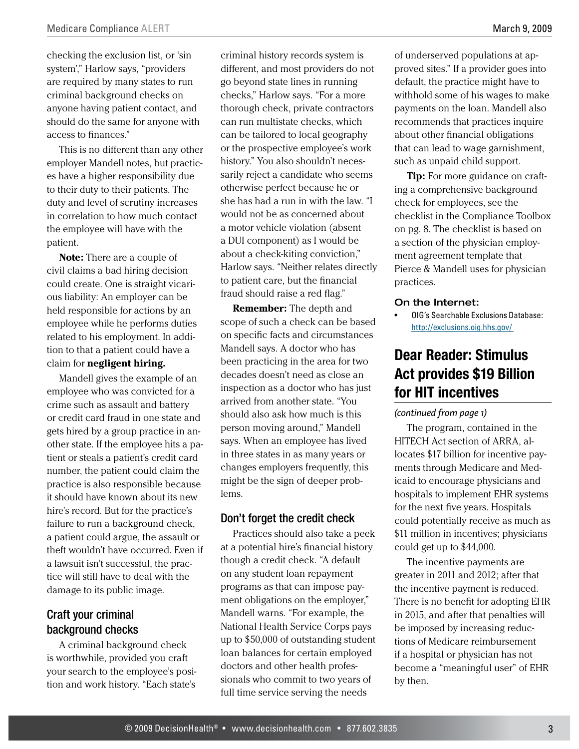checking the exclusion list, or 'sin system'," Harlow says, "providers are required by many states to run criminal background checks on anyone having patient contact, and should do the same for anyone with access to finances."

This is no different than any other employer Mandell notes, but practices have a higher responsibility due to their duty to their patients. The duty and level of scrutiny increases in correlation to how much contact the employee will have with the patient.

**Note:** There are a couple of civil claims a bad hiring decision could create. One is straight vicarious liability: An employer can be held responsible for actions by an employee while he performs duties related to his employment. In addition to that a patient could have a claim for **negligent hiring.**

Mandell gives the example of an employee who was convicted for a crime such as assault and battery or credit card fraud in one state and gets hired by a group practice in another state. If the employee hits a patient or steals a patient's credit card number, the patient could claim the practice is also responsible because it should have known about its new hire's record. But for the practice's failure to run a background check, a patient could argue, the assault or theft wouldn't have occurred. Even if a lawsuit isn't successful, the practice will still have to deal with the damage to its public image.

## Craft your criminal background checks

A criminal background check is worthwhile, provided you craft your search to the employee's position and work history. "Each state's criminal history records system is different, and most providers do not go beyond state lines in running checks," Harlow says. "For a more thorough check, private contractors can run multistate checks, which can be tailored to local geography or the prospective employee's work history." You also shouldn't necessarily reject a candidate who seems otherwise perfect because he or she has had a run in with the law. "I would not be as concerned about a motor vehicle violation (absent a DUI component) as I would be about a check-kiting conviction," Harlow says. "Neither relates directly to patient care, but the financial fraud should raise a red flag."

**Remember:** The depth and scope of such a check can be based on specific facts and circumstances Mandell says. A doctor who has been practicing in the area for two decades doesn't need as close an inspection as a doctor who has just arrived from another state. "You should also ask how much is this person moving around," Mandell says. When an employee has lived in three states in as many years or changes employers frequently, this might be the sign of deeper problems.

## Don't forget the credit check

Practices should also take a peek at a potential hire's financial history though a credit check. "A default on any student loan repayment programs as that can impose payment obligations on the employer," Mandell warns. "For example, the National Health Service Corps pays up to $50,000 of outstanding student loan balances for certain employed doctors and other health professionals who commit to two years of full time service serving the needs of underserved populations at approved sites." If a provider goes into default, the practice might have to withhold some of his wages to make payments on the loan. Mandell also recommends that practices inquire about other financial obligations that can lead to wage garnishment, such as unpaid child support.

**Tip:** For more guidance on crafting a comprehensive background check for employees, see the checklist in the Compliance Toolbox on pg. 8. The checklist is based on a section of the physician employment agreement template that Pierce & Mandell uses for physician practices.

### On the Internet:

- OIG's Searchable Exclusions Database: http://exclusions.oig.hhs.gov/

# Dear Reader: Stimulus Act provides $19 Billion for HIT incentives

*(continued from page 1)*

The program, contained in the HITECH Act section of ARRA, allocates $17 billion for incentive payments through Medicare and Medicaid to encourage physicians and hospitals to implement EHR systems for the next five years. Hospitals could potentially receive as much as $11 million in incentives; physicians could get up to $44,000.

The incentive payments are greater in 2011 and 2012; after that the incentive payment is reduced. There is no benefit for adopting EHR in 2015, and after that penalties will be imposed by increasing reductions of Medicare reimbursement if a hospital or physician has not become a "meaningful user" of EHR by then.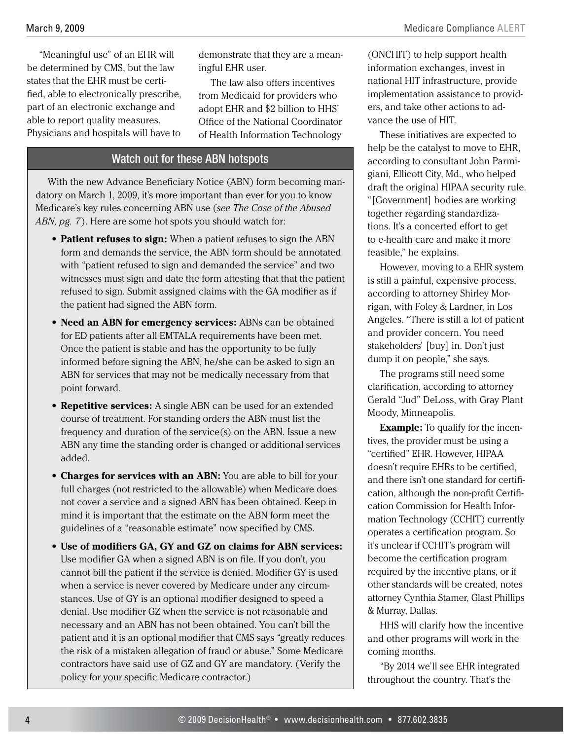"Meaningful use" of an EHR will be determined by CMS, but the law states that the EHR must be certified, able to electronically prescribe, part of an electronic exchange and able to report quality measures. Physicians and hospitals will have to demonstrate that they are a meaningful EHR user.

The law also offers incentives from Medicaid for providers who adopt EHR and $2 billion to HHS' Office of the National Coordinator of Health Information Technology (ONCHIT) to help support health information exchanges, invest in national HIT infrastructure, provide implementation assistance to providers, and take other actions to advance the use of HIT.

These initiatives are expected to help be the catalyst to move to EHR, according to consultant John Parmigiani, Ellicott City, Md., who helped draft the original HIPAA security rule. "[Government] bodies are working together regarding standardizations. It's a concerted effort to get to e-health care and make it more feasible," he explains.

However, moving to a EHR system is still a painful, expensive process, according to attorney Shirley Morrigan, with Foley & Lardner, in Los Angeles. "There is still a lot of patient and provider concern. You need stakeholders' [buy] in. Don't just dump it on people," she says.

The programs still need some clarification, according to attorney Gerald "Jud" DeLoss, with Gray Plant Moody, Minneapolis.

**Example:** To qualify for the incentives, the provider must be using a "certified" EHR. However, HIPAA doesn't require EHRs to be certified, and there isn't one standard for certification, although the non-profit Certification Commission for Health Information Technology (CCHIT) currently operates a certification program. So it's unclear if CCHIT's program will become the certification program required by the incentive plans, or if other standards will be created, notes attorney Cynthia Stamer, Glast Phillips & Murray, Dallas.

HHS will clarify how the incentive and other programs will work in the coming months.

"By 2014 we'll see EHR integrated throughout the country. That's the

## Watch out for these ABN hotspots

With the new Advance Beneficiary Notice (ABN) form becoming mandatory on March 1, 2009, it's more important than ever for you to know Medicare's key rules concerning ABN use (*see The Case of the Abused ABN, pg. 7*). Here are some hot spots you should watch for:

- **Patient refuses to sign:** When a patient refuses to sign the ABN form and demands the service, the ABN form should be annotated with "patient refused to sign and demanded the service" and two witnesses must sign and date the form attesting that that the patient refused to sign. Submit assigned claims with the GA modifier as if the patient had signed the ABN form.
- **Need an ABN for emergency services:** ABNs can be obtained for ED patients after all EMTALA requirements have been met. Once the patient is stable and has the opportunity to be fully informed before signing the ABN, he/she can be asked to sign an ABN for services that may not be medically necessary from that point forward.
- **Repetitive services:** A single ABN can be used for an extended course of treatment. For standing orders the ABN must list the frequency and duration of the service(s) on the ABN. Issue a new ABN any time the standing order is changed or additional services added.
- **Charges for services with an ABN:** You are able to bill for your full charges (not restricted to the allowable) when Medicare does not cover a service and a signed ABN has been obtained. Keep in mind it is important that the estimate on the ABN form meet the guidelines of a "reasonable estimate" now specified by CMS.
- **Use of modifiers GA, GY and GZ on claims for ABN services:** Use modifier GA when a signed ABN is on file. If you don't, you cannot bill the patient if the service is denied. Modifier GY is used when a service is never covered by Medicare under any circumstances. Use of GY is an optional modifier designed to speed a denial. Use modifier GZ when the service is not reasonable and necessary and an ABN has not been obtained. You can't bill the patient and it is an optional modifier that CMS says "greatly reduces the risk of a mistaken allegation of fraud or abuse." Some Medicare contractors have said use of GZ and GY are mandatory. (Verify the policy for your specific Medicare contractor.)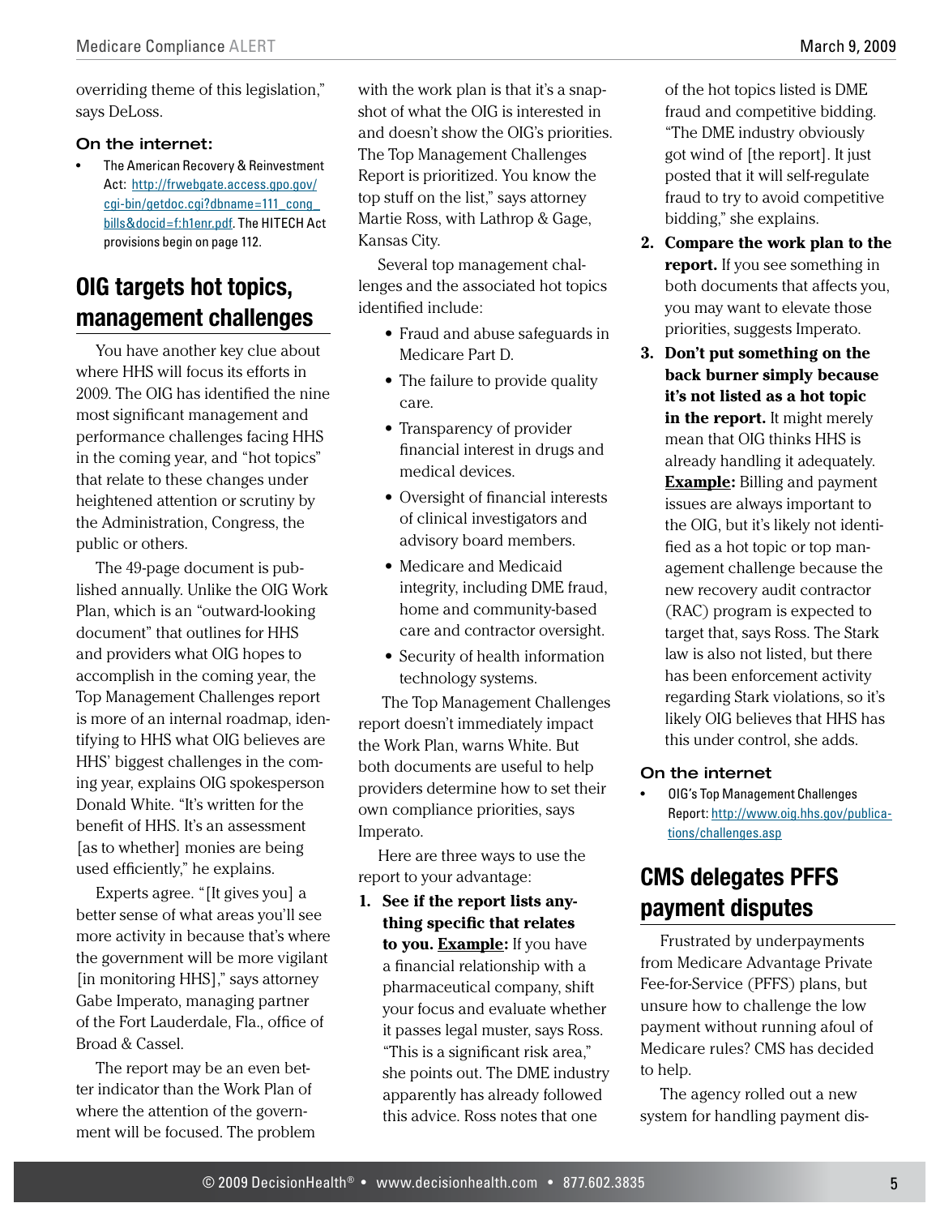overriding theme of this legislation," says DeLoss.

### On the internet:

- The American Recovery & Reinvestment Act: http://frwebgate.access.gpo.gov/cgi-bin/getdoc.cgi?dbname=111_cong_bills&docid=f:h1enr.pdf. The HITECH Act provisions begin on page 112.

## OIG targets hot topics, management challenges

You have another key clue about where HHS will focus its efforts in 2009. The OIG has identified the nine most significant management and performance challenges facing HHS in the coming year, and "hot topics" that relate to these changes under heightened attention or scrutiny by the Administration, Congress, the public or others.

The 49-page document is published annually. Unlike the OIG Work Plan, which is an "outward-looking document" that outlines for HHS and providers what OIG hopes to accomplish in the coming year, the Top Management Challenges report is more of an internal roadmap, identifying to HHS what OIG believes are HHS' biggest challenges in the coming year, explains OIG spokesperson Donald White. "It's written for the benefit of HHS. It's an assessment [as to whether] monies are being used efficiently," he explains.

Experts agree. "[It gives you] a better sense of what areas you'll see more activity in because that's where the government will be more vigilant [in monitoring HHS]," says attorney Gabe Imperato, managing partner of the Fort Lauderdale, Fla., office of Broad & Cassel.

The report may be an even better indicator than the Work Plan of where the attention of the government will be focused. The problem with the work plan is that it's a snapshot of what the OIG is interested in and doesn't show the OIG's priorities. The Top Management Challenges Report is prioritized. You know the top stuff on the list," says attorney Martie Ross, with Lathrop & Gage, Kansas City.

Several top management challenges and the associated hot topics identified include:

- Fraud and abuse safeguards in Medicare Part D.
- The failure to provide quality care.
- Transparency of provider financial interest in drugs and medical devices.
- Oversight of financial interests of clinical investigators and advisory board members.
- Medicare and Medicaid integrity, including DME fraud, home and community-based care and contractor oversight.
- Security of health information technology systems.

The Top Management Challenges report doesn't immediately impact the Work Plan, warns White. But both documents are useful to help providers determine how to set their own compliance priorities, says Imperato.

Here are three ways to use the report to your advantage:

1. **See if the report lists anything specific that relates to you. <u>Example</u>:** If you have a financial relationship with a pharmaceutical company, shift your focus and evaluate whether it passes legal muster, says Ross. "This is a significant risk area," she points out. The DME industry apparently has already followed this advice. Ross notes that one of the hot topics listed is DME fraud and competitive bidding. "The DME industry obviously got wind of [the report]. It just posted that it will self-regulate fraud to try to avoid competitive bidding," she explains.
2. **Compare the work plan to the report.** If you see something in both documents that affects you, you may want to elevate those priorities, suggests Imperato.
3. **Don't put something on the back burner simply because it's not listed as a hot topic in the report.** It might merely mean that OIG thinks HHS is already handling it adequately. **<u>Example</u>:** Billing and payment issues are always important to the OIG, but it's likely not identified as a hot topic or top management challenge because the new recovery audit contractor (RAC) program is expected to target that, says Ross. The Stark law is also not listed, but there has been enforcement activity regarding Stark violations, so it's likely OIG believes that HHS has this under control, she adds.

### On the internet

- OIG's Top Management Challenges Report: http://www.oig.hhs.gov/publications/challenges.asp

## CMS delegates PFFS payment disputes

Frustrated by underpayments from Medicare Advantage Private Fee-for-Service (PFFS) plans, but unsure how to challenge the low payment without running afoul of Medicare rules? CMS has decided to help.

The agency rolled out a new system for handling payment dis-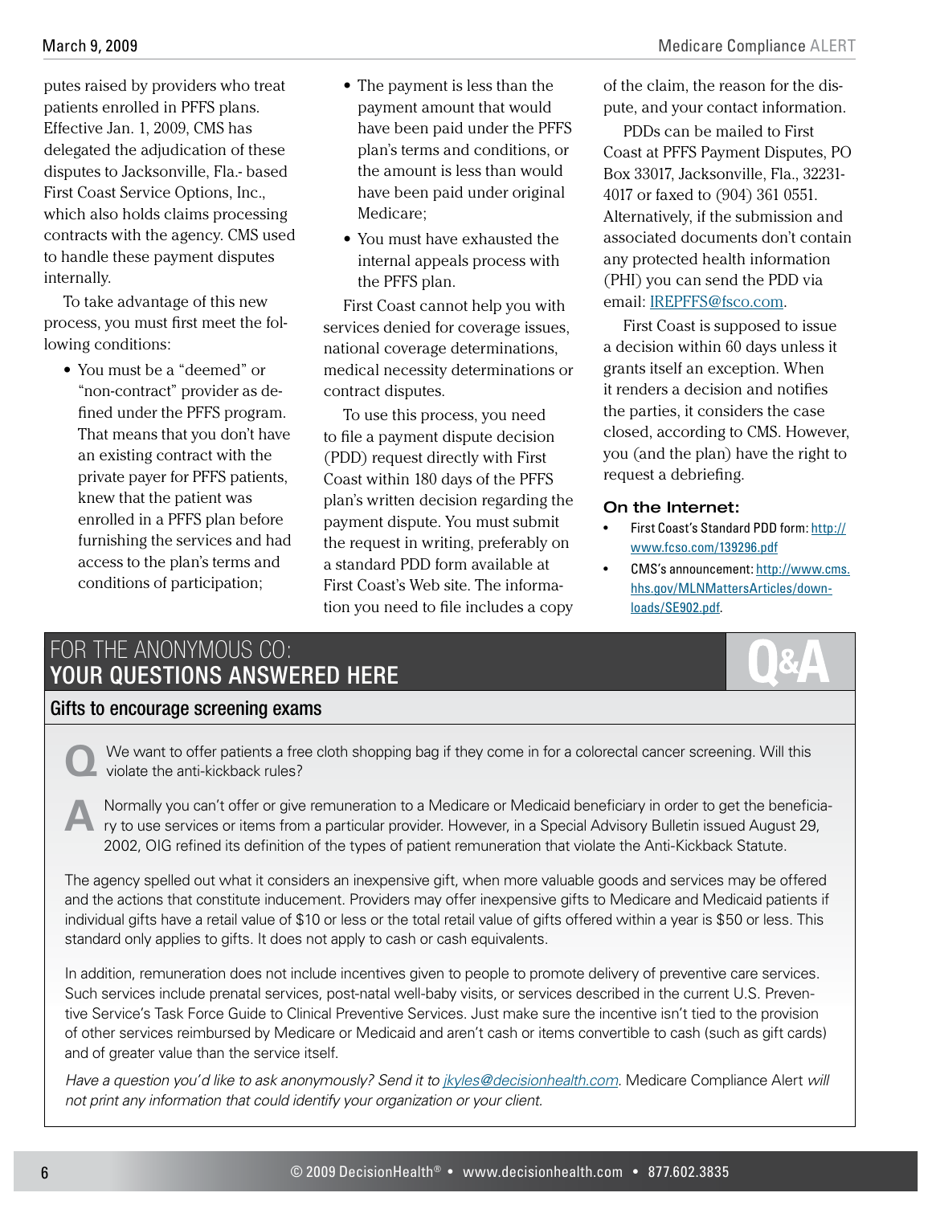putes raised by providers who treat patients enrolled in PFFS plans. Effective Jan. 1, 2009, CMS has delegated the adjudication of these disputes to Jacksonville, Fla.- based First Coast Service Options, Inc., which also holds claims processing contracts with the agency. CMS used to handle these payment disputes internally.

To take advantage of this new process, you must first meet the following conditions:

- You must be a "deemed" or "non-contract" provider as defined under the PFFS program. That means that you don't have an existing contract with the private payer for PFFS patients, knew that the patient was enrolled in a PFFS plan before furnishing the services and had access to the plan's terms and conditions of participation;
- The payment is less than the payment amount that would have been paid under the PFFS plan's terms and conditions, or the amount is less than would have been paid under original Medicare;
- You must have exhausted the internal appeals process with the PFFS plan.

First Coast cannot help you with services denied for coverage issues, national coverage determinations, medical necessity determinations or contract disputes.

To use this process, you need to file a payment dispute decision (PDD) request directly with First Coast within 180 days of the PFFS plan's written decision regarding the payment dispute. You must submit the request in writing, preferably on a standard PDD form available at First Coast's Web site. The information you need to file includes a copy of the claim, the reason for the dispute, and your contact information.

PDDs can be mailed to First Coast at PFFS Payment Disputes, PO Box 33017, Jacksonville, Fla., 32231-4017 or faxed to (904) 361 0551. Alternatively, if the submission and associated documents don't contain any protected health information (PHI) you can send the PDD via email: IREPFFS@fsco.com.

First Coast is supposed to issue a decision within 60 days unless it grants itself an exception. When it renders a decision and notifies the parties, it considers the case closed, according to CMS. However, you (and the plan) have the right to request a debriefing.

### On the Internet:

- First Coast's Standard PDD form: http://www.fcso.com/139296.pdf
- CMS's announcement: http://www.cms.hhs.gov/MLNMattersArticles/downloads/SE902.pdf.

## FOR THE ANONYMOUS CO: YOUR QUESTIONS ANSWERED HERE

Q&A

### Gifts to encourage screening exams

**Q** We want to offer patients a free cloth shopping bag if they come in for a colorectal cancer screening. Will this violate the anti-kickback rules?

**A** Normally you can't offer or give remuneration to a Medicare or Medicaid beneficiary in order to get the beneficiary to use services or items from a particular provider. However, in a Special Advisory Bulletin issued August 29, 2002, OIG refined its definition of the types of patient remuneration that violate the Anti-Kickback Statute.

The agency spelled out what it considers an inexpensive gift, when more valuable goods and services may be offered and the actions that constitute inducement. Providers may offer inexpensive gifts to Medicare and Medicaid patients if individual gifts have a retail value of $10 or less or the total retail value of gifts offered within a year is $50 or less. This standard only applies to gifts. It does not apply to cash or cash equivalents.

In addition, remuneration does not include incentives given to people to promote delivery of preventive care services. Such services include prenatal services, post-natal well-baby visits, or services described in the current U.S. Preventive Service's Task Force Guide to Clinical Preventive Services. Just make sure the incentive isn't tied to the provision of other services reimbursed by Medicare or Medicaid and aren't cash or items convertible to cash (such as gift cards) and of greater value than the service itself.

*Have a question you'd like to ask anonymously? Send it to jkyles@decisionhealth.com.* Medicare Compliance Alert *will not print any information that could identify your organization or your client.*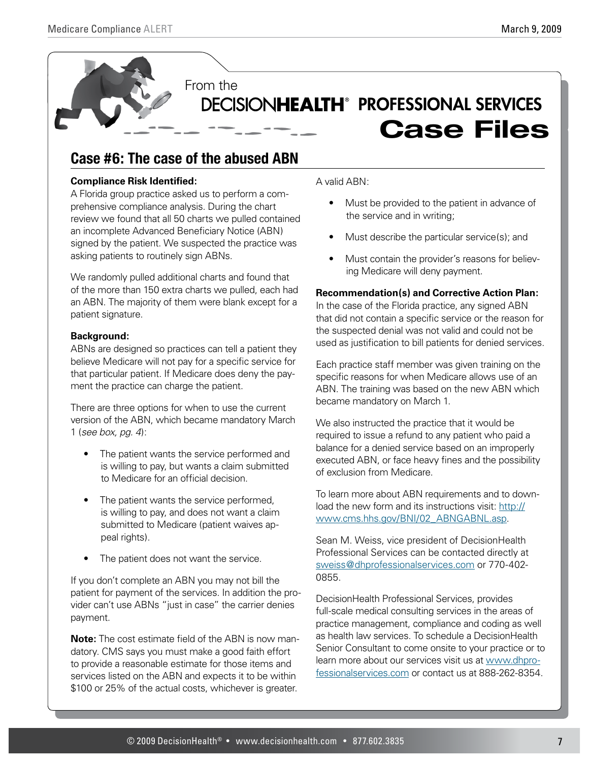From the

DECISIONHEALTH® PROFESSIONAL SERVICES

# Case Files

## Case #6: The case of the abused ABN

**Compliance Risk Identified:**

A Florida group practice asked us to perform a comprehensive compliance analysis. During the chart review we found that all 50 charts we pulled contained an incomplete Advanced Beneficiary Notice (ABN) signed by the patient. We suspected the practice was asking patients to routinely sign ABNs.

We randomly pulled additional charts and found that of the more than 150 extra charts we pulled, each had an ABN. The majority of them were blank except for a patient signature.

**Background:**

ABNs are designed so practices can tell a patient they believe Medicare will not pay for a specific service for that particular patient. If Medicare does deny the payment the practice can charge the patient.

There are three options for when to use the current version of the ABN, which became mandatory March 1 (*see box, pg. 4*):

- The patient wants the service performed and is willing to pay, but wants a claim submitted to Medicare for an official decision.
- The patient wants the service performed, is willing to pay, and does not want a claim submitted to Medicare (patient waives appeal rights).
- The patient does not want the service.

If you don't complete an ABN you may not bill the patient for payment of the services. In addition the provider can't use ABNs "just in case" the carrier denies payment.

**Note:** The cost estimate field of the ABN is now mandatory. CMS says you must make a good faith effort to provide a reasonable estimate for those items and services listed on the ABN and expects it to be within $100 or 25% of the actual costs, whichever is greater.

A valid ABN:

- Must be provided to the patient in advance of the service and in writing;
- Must describe the particular service(s); and
- Must contain the provider's reasons for believing Medicare will deny payment.

**Recommendation(s) and Corrective Action Plan:**

In the case of the Florida practice, any signed ABN that did not contain a specific service or the reason for the suspected denial was not valid and could not be used as justification to bill patients for denied services.

Each practice staff member was given training on the specific reasons for when Medicare allows use of an ABN. The training was based on the new ABN which became mandatory on March 1.

We also instructed the practice that it would be required to issue a refund to any patient who paid a balance for a denied service based on an improperly executed ABN, or face heavy fines and the possibility of exclusion from Medicare.

To learn more about ABN requirements and to download the new form and its instructions visit: http://www.cms.hhs.gov/BNI/02_ABNGABNL.asp.

Sean M. Weiss, vice president of DecisionHealth Professional Services can be contacted directly at sweiss@dhprofessionalservices.com or 770-402-0855.

DecisionHealth Professional Services, provides full-scale medical consulting services in the areas of practice management, compliance and coding as well as health law services. To schedule a DecisionHealth Senior Consultant to come onsite to your practice or to learn more about our services visit us at www.dhprofessionalservices.com or contact us at 888-262-8354.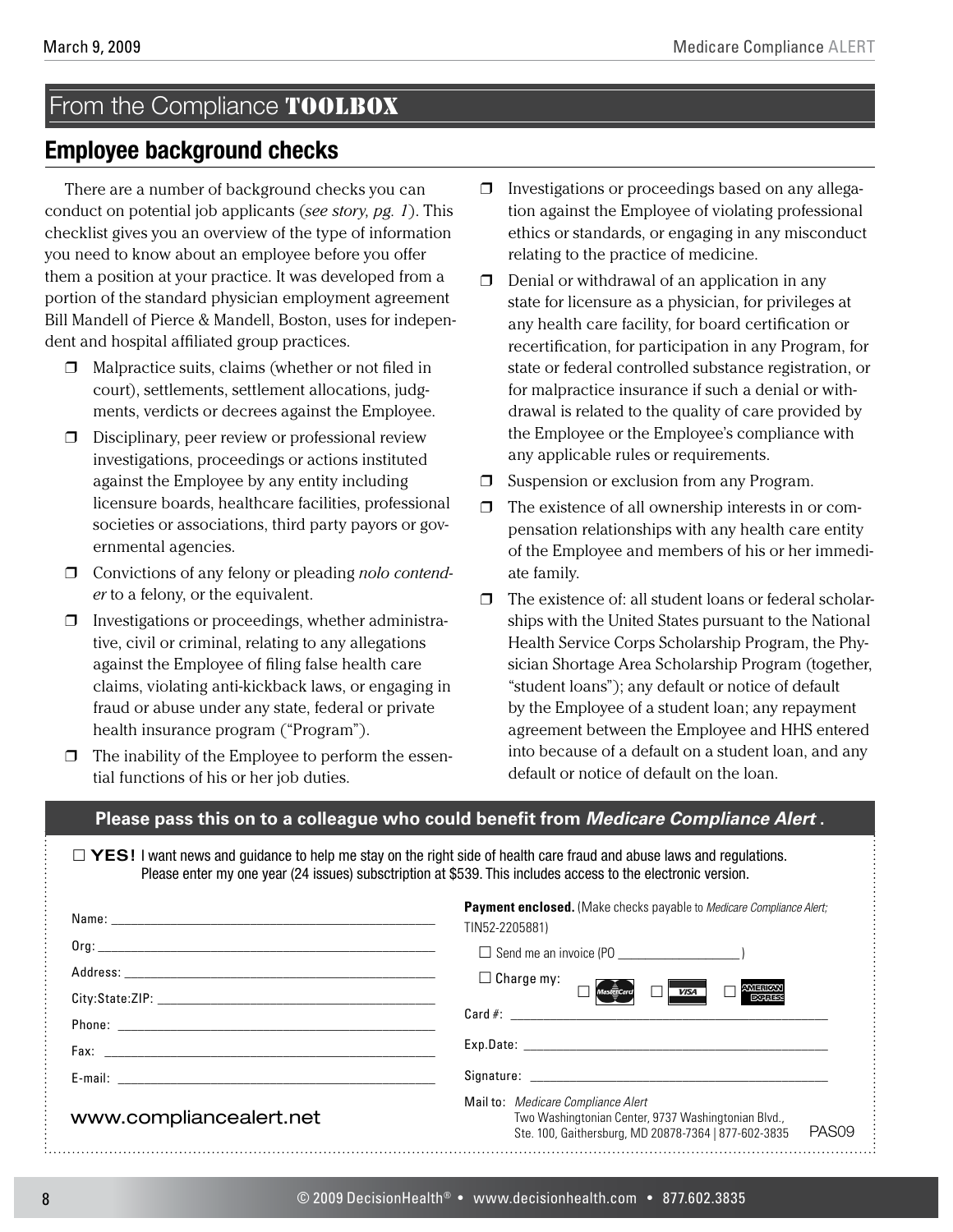## From the Compliance TOOLBOX

### Employee background checks

There are a number of background checks you can conduct on potential job applicants (*see story, pg. 1*). This checklist gives you an overview of the type of information you need to know about an employee before you offer them a position at your practice. It was developed from a portion of the standard physician employment agreement Bill Mandell of Pierce & Mandell, Boston, uses for independent and hospital affiliated group practices.

- ❒ Malpractice suits, claims (whether or not filed in court), settlements, settlement allocations, judgments, verdicts or decrees against the Employee.
- ❒ Disciplinary, peer review or professional review investigations, proceedings or actions instituted against the Employee by any entity including licensure boards, healthcare facilities, professional societies or associations, third party payors or governmental agencies.
- ❒ Convictions of any felony or pleading *nolo contender* to a felony, or the equivalent.
- ❒ Investigations or proceedings, whether administrative, civil or criminal, relating to any allegations against the Employee of filing false health care claims, violating anti-kickback laws, or engaging in fraud or abuse under any state, federal or private health insurance program ("Program").
- ❒ The inability of the Employee to perform the essential functions of his or her job duties.
- ❒ Investigations or proceedings based on any allegation against the Employee of violating professional ethics or standards, or engaging in any misconduct relating to the practice of medicine.
- ❒ Denial or withdrawal of an application in any state for licensure as a physician, for privileges at any health care facility, for board certification or recertification, for participation in any Program, for state or federal controlled substance registration, or for malpractice insurance if such a denial or withdrawal is related to the quality of care provided by the Employee or the Employee's compliance with any applicable rules or requirements.
- ❒ Suspension or exclusion from any Program.
- ❒ The existence of all ownership interests in or compensation relationships with any health care entity of the Employee and members of his or her immediate family.
- ❒ The existence of: all student loans or federal scholarships with the United States pursuant to the National Health Service Corps Scholarship Program, the Physician Shortage Area Scholarship Program (together, "student loans"); any default or notice of default by the Employee of a student loan; any repayment agreement between the Employee and HHS entered into because of a default on a student loan, and any default or notice of default on the loan.

**Please pass this on to a colleague who could benefit from *Medicare Compliance Alert*.**

☐ **YES!** I want news and guidance to help me stay on the right side of health care fraud and abuse laws and regulations. Please enter my one year (24 issues) substcription at $539. This includes access to the electronic version.

Name: ______________________

Org: ______________________

Address: ______________________

City:State:ZIP: ______________________

Phone: ______________________

Fax: ______________________

E-mail: ______________________

www.compliancealert.net

**Payment enclosed.** (Make checks payable to *Medicare Compliance Alert;* TIN52-2205881)

☐ Send me an invoice (PO ______________ )

☐ Charge my: ☐ MasterCard ☐ VISA ☐ American Express

Card #: ______________________

Exp.Date: ______________________

Signature: ______________________

Mail to: *Medicare Compliance Alert*
Two Washingtonian Center, 9737 Washingtonian Blvd., Ste. 100, Gaithersburg, MD 20878-7364 | 877-602-3835

PAS09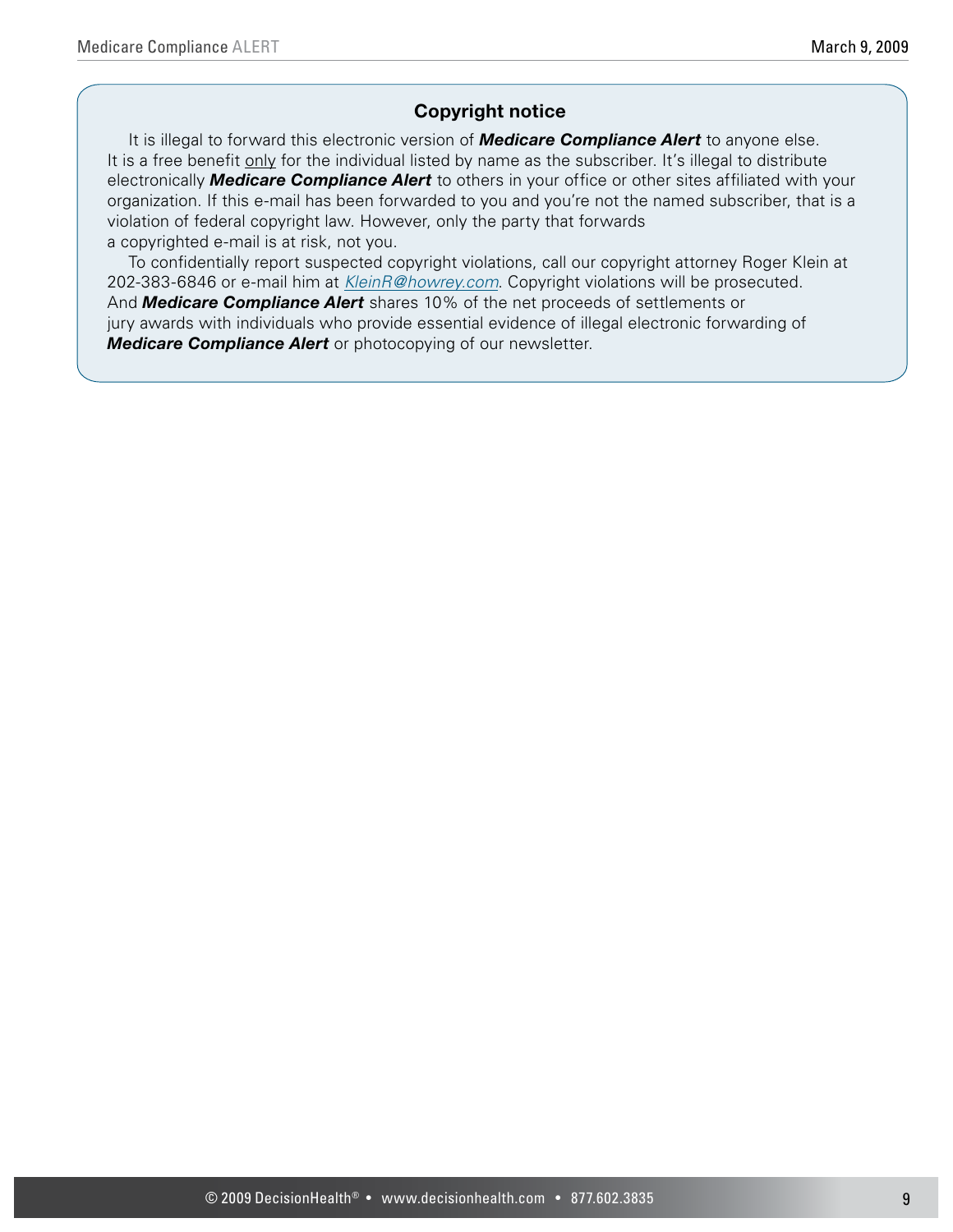## Copyright notice

It is illegal to forward this electronic version of ***Medicare Compliance Alert*** to anyone else. It is a free benefit only for the individual listed by name as the subscriber. It's illegal to distribute electronically ***Medicare Compliance Alert*** to others in your office or other sites affiliated with your organization. If this e-mail has been forwarded to you and you're not the named subscriber, that is a violation of federal copyright law. However, only the party that forwards a copyrighted e-mail is at risk, not you.

To confidentially report suspected copyright violations, call our copyright attorney Roger Klein at 202-383-6846 or e-mail him at *KleinR@howrey.com*. Copyright violations will be prosecuted. And ***Medicare Compliance Alert*** shares 10% of the net proceeds of settlements or jury awards with individuals who provide essential evidence of illegal electronic forwarding of ***Medicare Compliance Alert*** or photocopying of our newsletter.